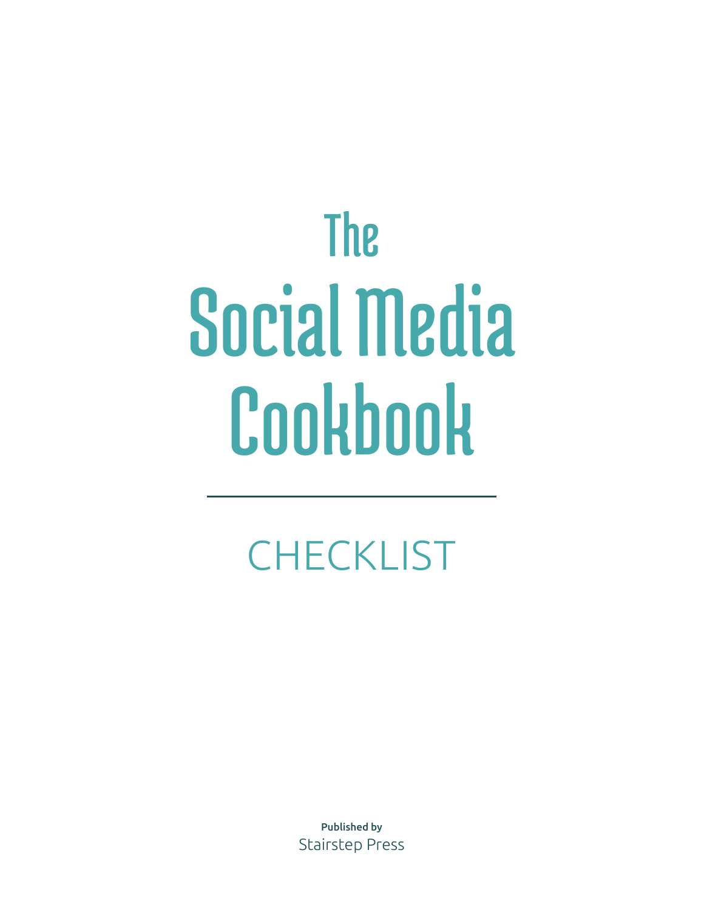# The Social Media Cookbook

## CHECKLIST

**Published by**
Stairstep Press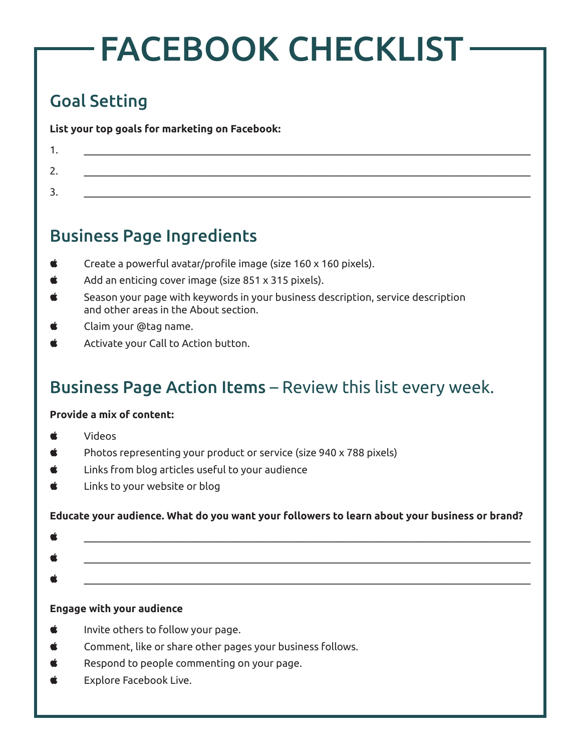# FACEBOOK CHECKLIST

## Goal Setting

**List your top goals for marketing on Facebook:**

1. ______________________________________________________________________________
2. ______________________________________________________________________________
3. ______________________________________________________________________________

## Business Page Ingredients

- Create a powerful avatar/profile image (size 160 x 160 pixels).
- Add an enticing cover image (size 851 x 315 pixels).
- Season your page with keywords in your business description, service description and other areas in the About section.
- Claim your @tag name.
- Activate your Call to Action button.

## Business Page Action Items – Review this list every week.

**Provide a mix of content:**

- Videos
- Photos representing your product or service (size 940 x 788 pixels)
- Links from blog articles useful to your audience
- Links to your website or blog

**Educate your audience. What do you want your followers to learn about your business or brand?**

- ______________________________________________________________________________
- ______________________________________________________________________________
- ______________________________________________________________________________

**Engage with your audience**

- Invite others to follow your page.
- Comment, like or share other pages your business follows.
- Respond to people commenting on your page.
- Explore Facebook Live.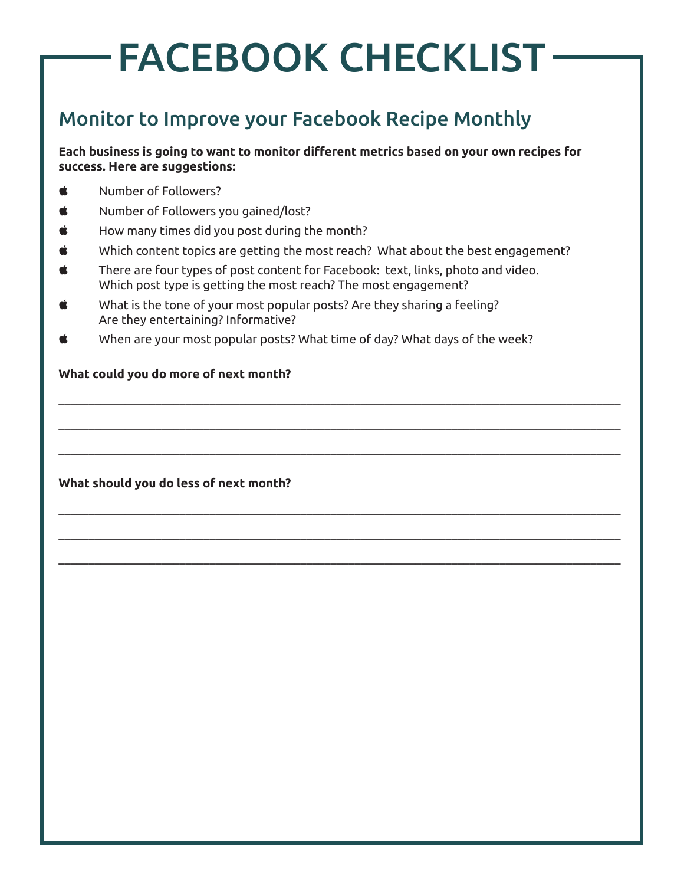# FACEBOOK CHECKLIST

## Monitor to Improve your Facebook Recipe Monthly

**Each business is going to want to monitor different metrics based on your own recipes for success. Here are suggestions:**

- Number of Followers?
- Number of Followers you gained/lost?
- How many times did you post during the month?
- Which content topics are getting the most reach? What about the best engagement?
- There are four types of post content for Facebook: text, links, photo and video. Which post type is getting the most reach? The most engagement?
- What is the tone of your most popular posts? Are they sharing a feeling? Are they entertaining? Informative?
- When are your most popular posts? What time of day? What days of the week?

**What could you do more of next month?**

\_\_\_\_\_\_\_\_\_\_\_\_\_\_\_\_\_\_\_\_\_\_\_\_\_\_\_\_\_\_\_\_\_\_\_\_\_\_\_\_\_\_\_\_\_\_\_\_\_\_\_\_\_\_\_\_\_\_\_\_

\_\_\_\_\_\_\_\_\_\_\_\_\_\_\_\_\_\_\_\_\_\_\_\_\_\_\_\_\_\_\_\_\_\_\_\_\_\_\_\_\_\_\_\_\_\_\_\_\_\_\_\_\_\_\_\_\_\_\_\_

\_\_\_\_\_\_\_\_\_\_\_\_\_\_\_\_\_\_\_\_\_\_\_\_\_\_\_\_\_\_\_\_\_\_\_\_\_\_\_\_\_\_\_\_\_\_\_\_\_\_\_\_\_\_\_\_\_\_\_\_

**What should you do less of next month?**

\_\_\_\_\_\_\_\_\_\_\_\_\_\_\_\_\_\_\_\_\_\_\_\_\_\_\_\_\_\_\_\_\_\_\_\_\_\_\_\_\_\_\_\_\_\_\_\_\_\_\_\_\_\_\_\_\_\_\_\_

\_\_\_\_\_\_\_\_\_\_\_\_\_\_\_\_\_\_\_\_\_\_\_\_\_\_\_\_\_\_\_\_\_\_\_\_\_\_\_\_\_\_\_\_\_\_\_\_\_\_\_\_\_\_\_\_\_\_\_\_

\_\_\_\_\_\_\_\_\_\_\_\_\_\_\_\_\_\_\_\_\_\_\_\_\_\_\_\_\_\_\_\_\_\_\_\_\_\_\_\_\_\_\_\_\_\_\_\_\_\_\_\_\_\_\_\_\_\_\_\_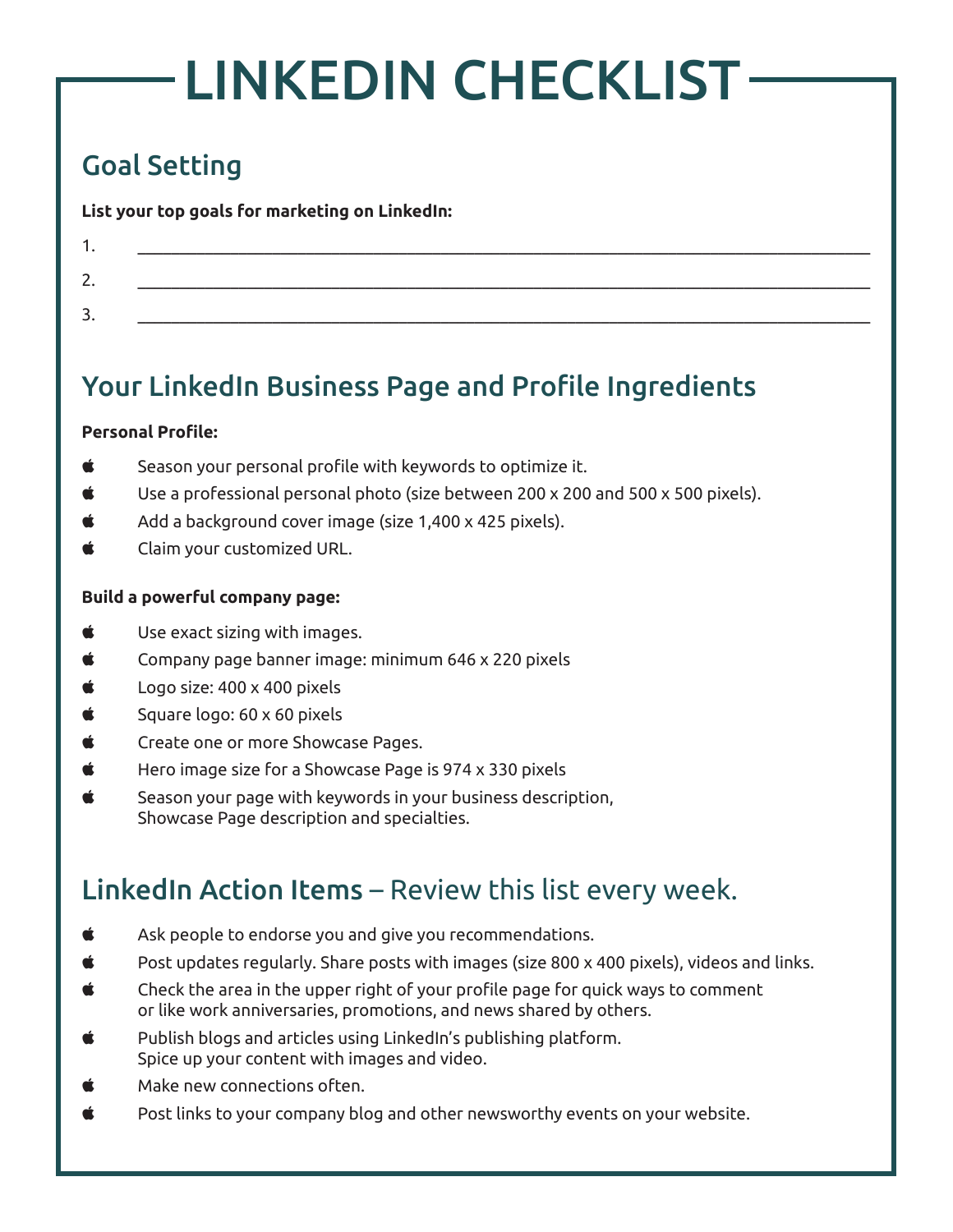# LINKEDIN CHECKLIST

## Goal Setting

**List your top goals for marketing on LinkedIn:**

1. ______________________________________________________________________________
2. ______________________________________________________________________________
3. ______________________________________________________________________________

## Your LinkedIn Business Page and Profile Ingredients

**Personal Profile:**

- Season your personal profile with keywords to optimize it.
- Use a professional personal photo (size between 200 x 200 and 500 x 500 pixels).
- Add a background cover image (size 1,400 x 425 pixels).
- Claim your customized URL.

**Build a powerful company page:**

- Use exact sizing with images.
- Company page banner image: minimum 646 x 220 pixels
- Logo size: 400 x 400 pixels
- Square logo: 60 x 60 pixels
- Create one or more Showcase Pages.
- Hero image size for a Showcase Page is 974 x 330 pixels
- Season your page with keywords in your business description, Showcase Page description and specialties.

## LinkedIn Action Items – Review this list every week.

- Ask people to endorse you and give you recommendations.
- Post updates regularly. Share posts with images (size 800 x 400 pixels), videos and links.
- Check the area in the upper right of your profile page for quick ways to comment or like work anniversaries, promotions, and news shared by others.
- Publish blogs and articles using LinkedIn's publishing platform. Spice up your content with images and video.
- Make new connections often.
- Post links to your company blog and other newsworthy events on your website.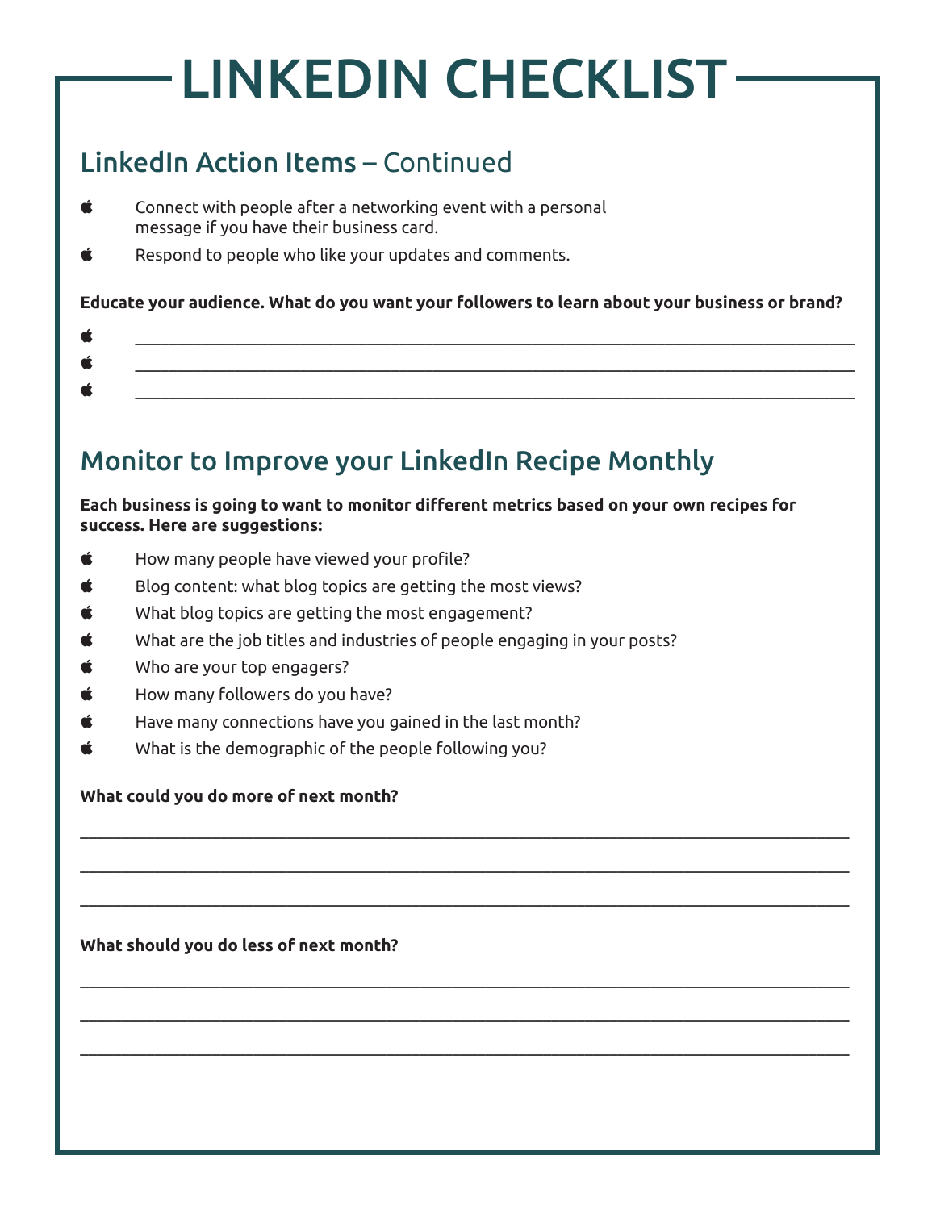# LINKEDIN CHECKLIST

## LinkedIn Action Items – Continued

- Connect with people after a networking event with a personal message if you have their business card.
- Respond to people who like your updates and comments.

**Educate your audience. What do you want your followers to learn about your business or brand?**

- ___________________________________________________________________________
- ___________________________________________________________________________
- ___________________________________________________________________________

## Monitor to Improve your LinkedIn Recipe Monthly

**Each business is going to want to monitor different metrics based on your own recipes for success. Here are suggestions:**

- How many people have viewed your profile?
- Blog content: what blog topics are getting the most views?
- What blog topics are getting the most engagement?
- What are the job titles and industries of people engaging in your posts?
- Who are your top engagers?
- How many followers do you have?
- Have many connections have you gained in the last month?
- What is the demographic of the people following you?

**What could you do more of next month?**

___________________________________________________________________________

___________________________________________________________________________

___________________________________________________________________________

**What should you do less of next month?**

___________________________________________________________________________

___________________________________________________________________________

___________________________________________________________________________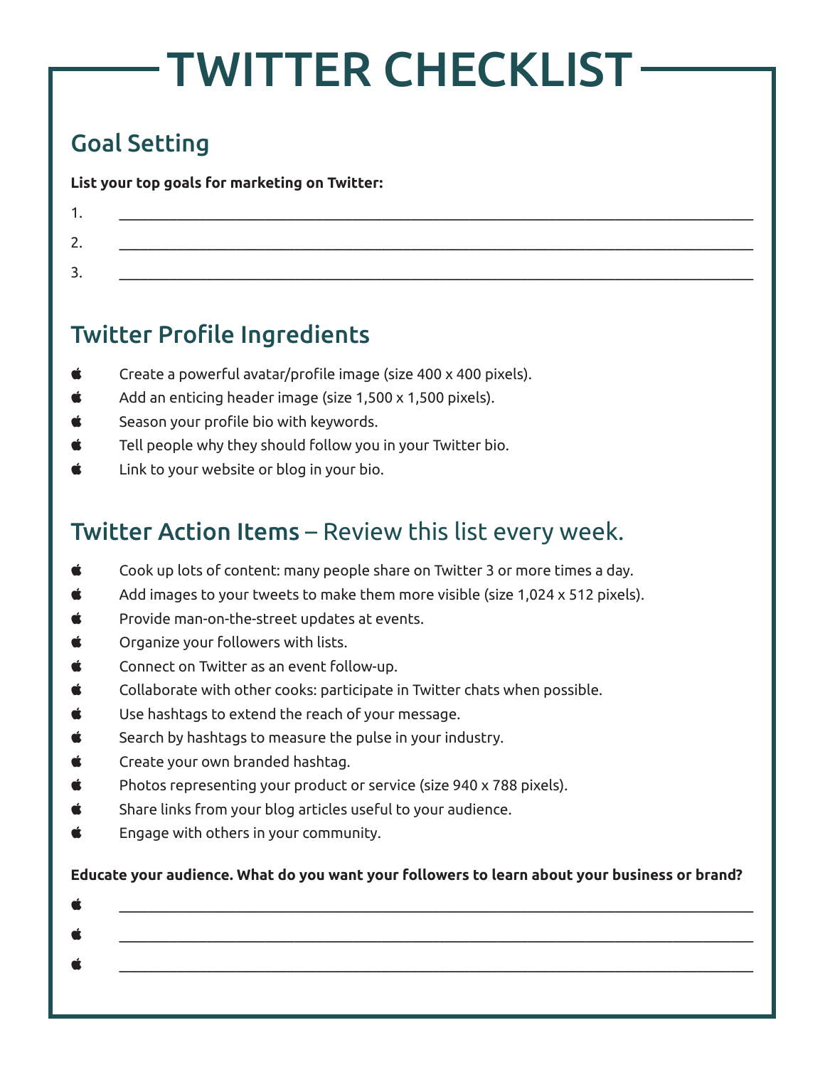# TWITTER CHECKLIST

## Goal Setting

**List your top goals for marketing on Twitter:**

1. ___________________________________________________________________________
2. ___________________________________________________________________________
3. ___________________________________________________________________________

## Twitter Profile Ingredients

- Create a powerful avatar/profile image (size 400 x 400 pixels).
- Add an enticing header image (size 1,500 x 1,500 pixels).
- Season your profile bio with keywords.
- Tell people why they should follow you in your Twitter bio.
- Link to your website or blog in your bio.

## Twitter Action Items – Review this list every week.

- Cook up lots of content: many people share on Twitter 3 or more times a day.
- Add images to your tweets to make them more visible (size 1,024 x 512 pixels).
- Provide man-on-the-street updates at events.
- Organize your followers with lists.
- Connect on Twitter as an event follow-up.
- Collaborate with other cooks: participate in Twitter chats when possible.
- Use hashtags to extend the reach of your message.
- Search by hashtags to measure the pulse in your industry.
- Create your own branded hashtag.
- Photos representing your product or service (size 940 x 788 pixels).
- Share links from your blog articles useful to your audience.
- Engage with others in your community.

**Educate your audience. What do you want your followers to learn about your business or brand?**

- ___________________________________________________________________________
- ___________________________________________________________________________
- ___________________________________________________________________________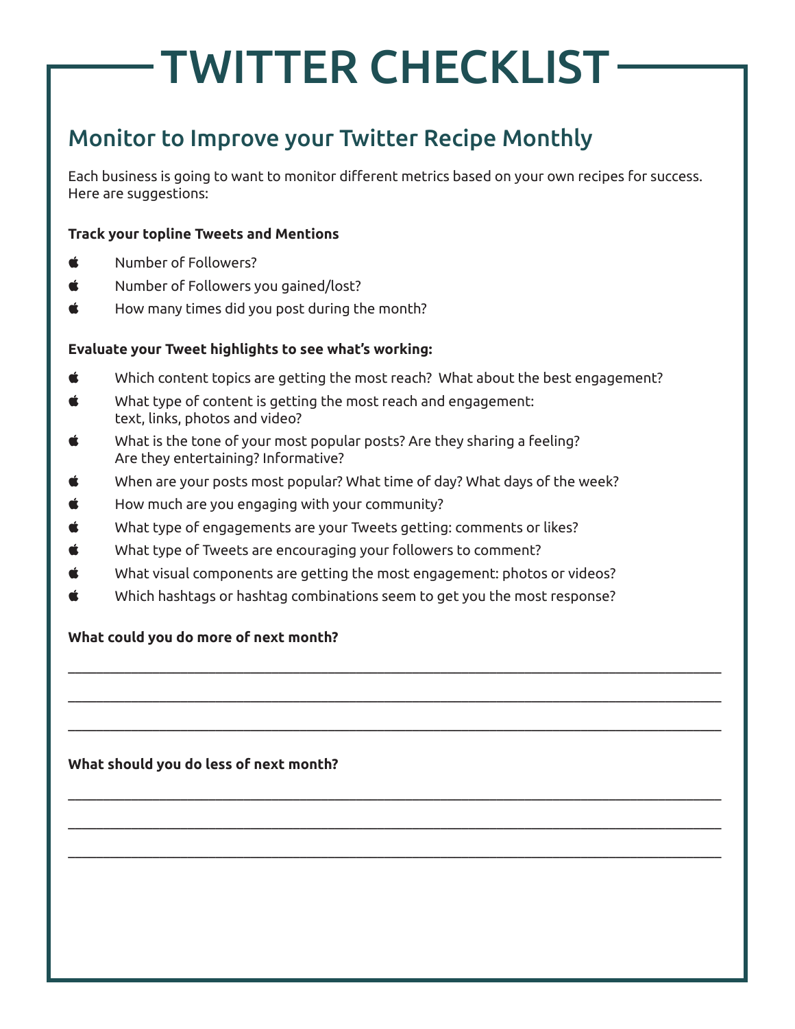# TWITTER CHECKLIST

## Monitor to Improve your Twitter Recipe Monthly

Each business is going to want to monitor different metrics based on your own recipes for success. Here are suggestions:

**Track your topline Tweets and Mentions**

- Number of Followers?
- Number of Followers you gained/lost?
- How many times did you post during the month?

**Evaluate your Tweet highlights to see what's working:**

- Which content topics are getting the most reach? What about the best engagement?
- What type of content is getting the most reach and engagement: text, links, photos and video?
- What is the tone of your most popular posts? Are they sharing a feeling? Are they entertaining? Informative?
- When are your posts most popular? What time of day? What days of the week?
- How much are you engaging with your community?
- What type of engagements are your Tweets getting: comments or likes?
- What type of Tweets are encouraging your followers to comment?
- What visual components are getting the most engagement: photos or videos?
- Which hashtags or hashtag combinations seem to get you the most response?

**What could you do more of next month?**

________________________________________________________________________________

________________________________________________________________________________

________________________________________________________________________________

**What should you do less of next month?**

________________________________________________________________________________

________________________________________________________________________________

________________________________________________________________________________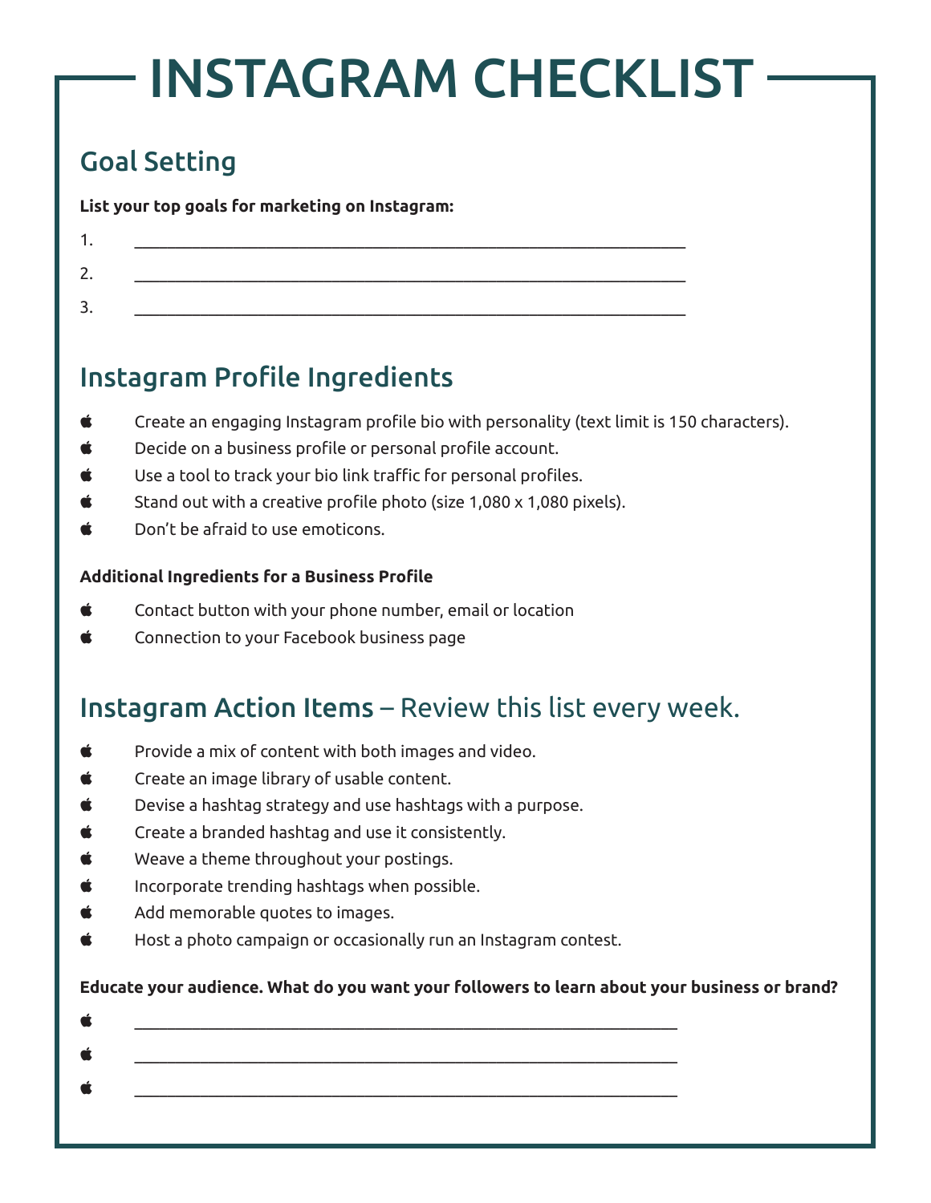# INSTAGRAM CHECKLIST

## Goal Setting

**List your top goals for marketing on Instagram:**

1. ___________________________________________________________
2. ___________________________________________________________
3. ___________________________________________________________

## Instagram Profile Ingredients

- Create an engaging Instagram profile bio with personality (text limit is 150 characters).
- Decide on a business profile or personal profile account.
- Use a tool to track your bio link traffic for personal profiles.
- Stand out with a creative profile photo (size 1,080 x 1,080 pixels).
- Don't be afraid to use emoticons.

**Additional Ingredients for a Business Profile**

- Contact button with your phone number, email or location
- Connection to your Facebook business page

## Instagram Action Items – Review this list every week.

- Provide a mix of content with both images and video.
- Create an image library of usable content.
- Devise a hashtag strategy and use hashtags with a purpose.
- Create a branded hashtag and use it consistently.
- Weave a theme throughout your postings.
- Incorporate trending hashtags when possible.
- Add memorable quotes to images.
- Host a photo campaign or occasionally run an Instagram contest.

**Educate your audience. What do you want your followers to learn about your business or brand?**

- ___________________________________________________________
- ___________________________________________________________
- ___________________________________________________________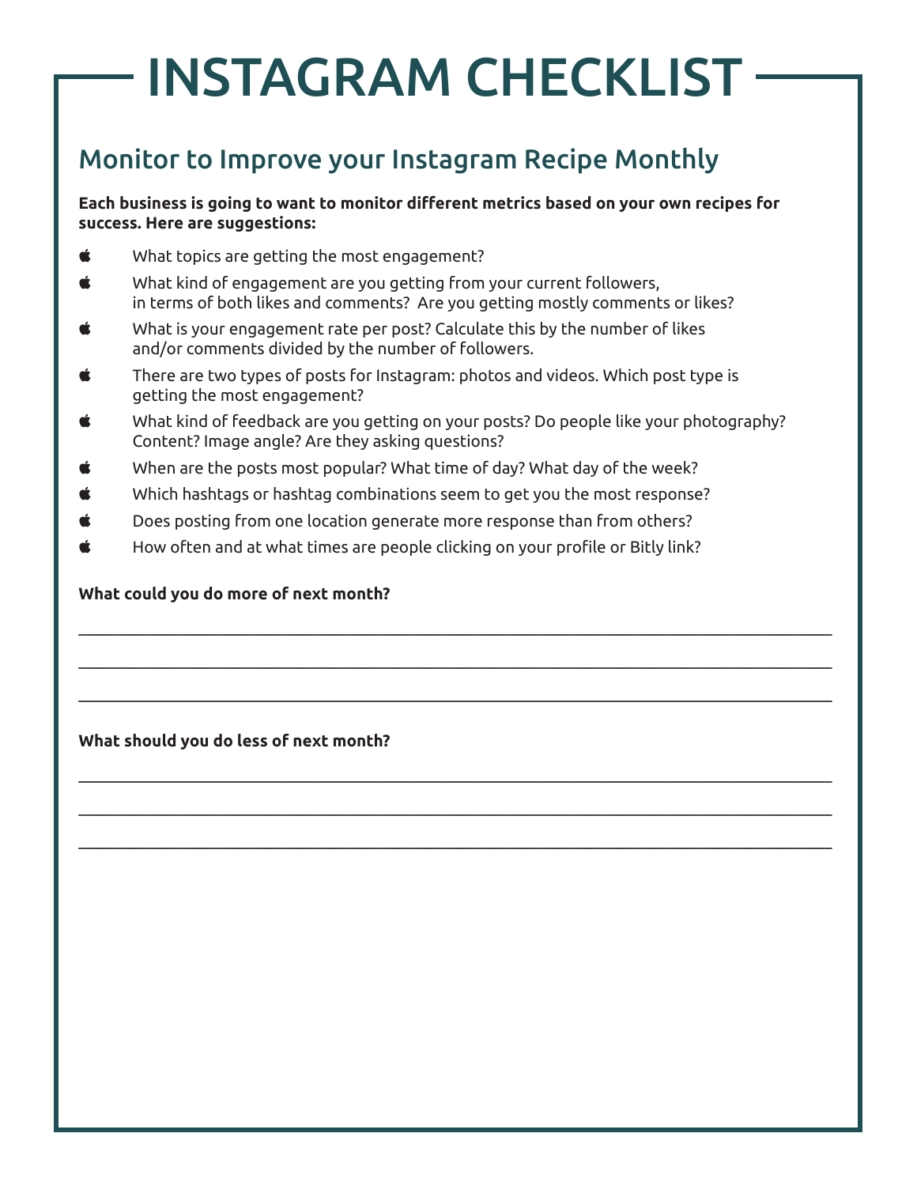# INSTAGRAM CHECKLIST

## Monitor to Improve your Instagram Recipe Monthly

**Each business is going to want to monitor different metrics based on your own recipes for success. Here are suggestions:**

- What topics are getting the most engagement?
- What kind of engagement are you getting from your current followers, in terms of both likes and comments? Are you getting mostly comments or likes?
- What is your engagement rate per post? Calculate this by the number of likes and/or comments divided by the number of followers.
- There are two types of posts for Instagram: photos and videos. Which post type is getting the most engagement?
- What kind of feedback are you getting on your posts? Do people like your photography? Content? Image angle? Are they asking questions?
- When are the posts most popular? What time of day? What day of the week?
- Which hashtags or hashtag combinations seem to get you the most response?
- Does posting from one location generate more response than from others?
- How often and at what times are people clicking on your profile or Bitly link?

**What could you do more of next month?**

______________________________________________________________________________

______________________________________________________________________________

______________________________________________________________________________

**What should you do less of next month?**

______________________________________________________________________________

______________________________________________________________________________

______________________________________________________________________________